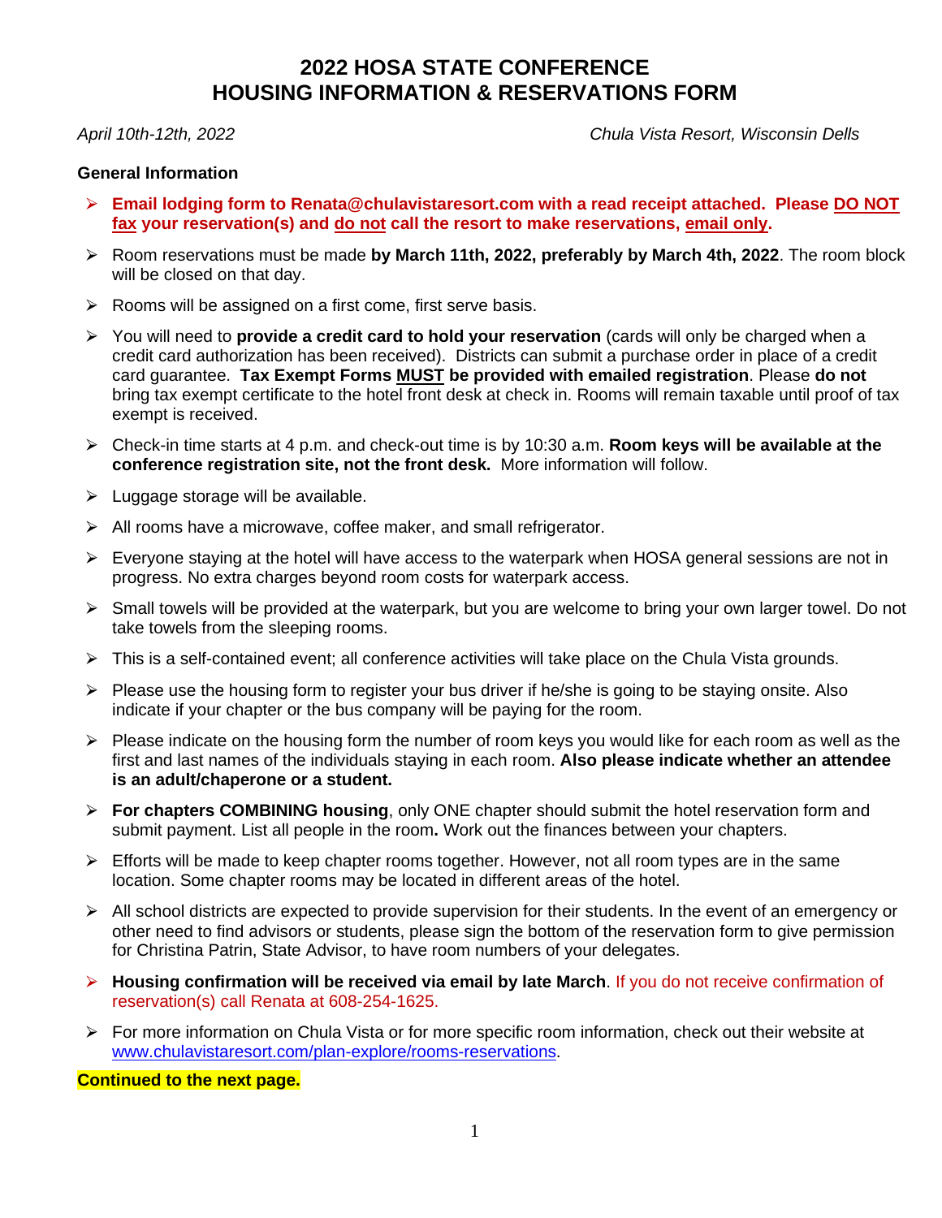# 2022 HOSA STATE CONFERENCE
# HOUSING INFORMATION & RESERVATIONS FORM

*April 10th-12th, 2022* *Chula Vista Resort, Wisconsin Dells*

**General Information**

- **Email lodging form to Renata@chulavistaresort.com with a read receipt attached. Please DO NOT fax your reservation(s) and do not call the resort to make reservations, email only.**
- Room reservations must be made **by March 11th, 2022, preferably by March 4th, 2022**. The room block will be closed on that day.
- Rooms will be assigned on a first come, first serve basis.
- You will need to **provide a credit card to hold your reservation** (cards will only be charged when a credit card authorization has been received). Districts can submit a purchase order in place of a credit card guarantee. **Tax Exempt Forms MUST be provided with emailed registration**. Please **do not** bring tax exempt certificate to the hotel front desk at check in. Rooms will remain taxable until proof of tax exempt is received.
- Check-in time starts at 4 p.m. and check-out time is by 10:30 a.m. **Room keys will be available at the conference registration site, not the front desk.** More information will follow.
- Luggage storage will be available.
- All rooms have a microwave, coffee maker, and small refrigerator.
- Everyone staying at the hotel will have access to the waterpark when HOSA general sessions are not in progress. No extra charges beyond room costs for waterpark access.
- Small towels will be provided at the waterpark, but you are welcome to bring your own larger towel. Do not take towels from the sleeping rooms.
- This is a self-contained event; all conference activities will take place on the Chula Vista grounds.
- Please use the housing form to register your bus driver if he/she is going to be staying onsite. Also indicate if your chapter or the bus company will be paying for the room.
- Please indicate on the housing form the number of room keys you would like for each room as well as the first and last names of the individuals staying in each room. **Also please indicate whether an attendee is an adult/chaperone or a student.**
- **For chapters COMBINING housing**, only ONE chapter should submit the hotel reservation form and submit payment. List all people in the room**.** Work out the finances between your chapters.
- Efforts will be made to keep chapter rooms together. However, not all room types are in the same location. Some chapter rooms may be located in different areas of the hotel.
- All school districts are expected to provide supervision for their students. In the event of an emergency or other need to find advisors or students, please sign the bottom of the reservation form to give permission for Christina Patrin, State Advisor, to have room numbers of your delegates.
- **Housing confirmation will be received via email by late March**. If you do not receive confirmation of reservation(s) call Renata at 608-254-1625.
- For more information on Chula Vista or for more specific room information, check out their website at www.chulavistaresort.com/plan-explore/rooms-reservations.

**Continued to the next page.**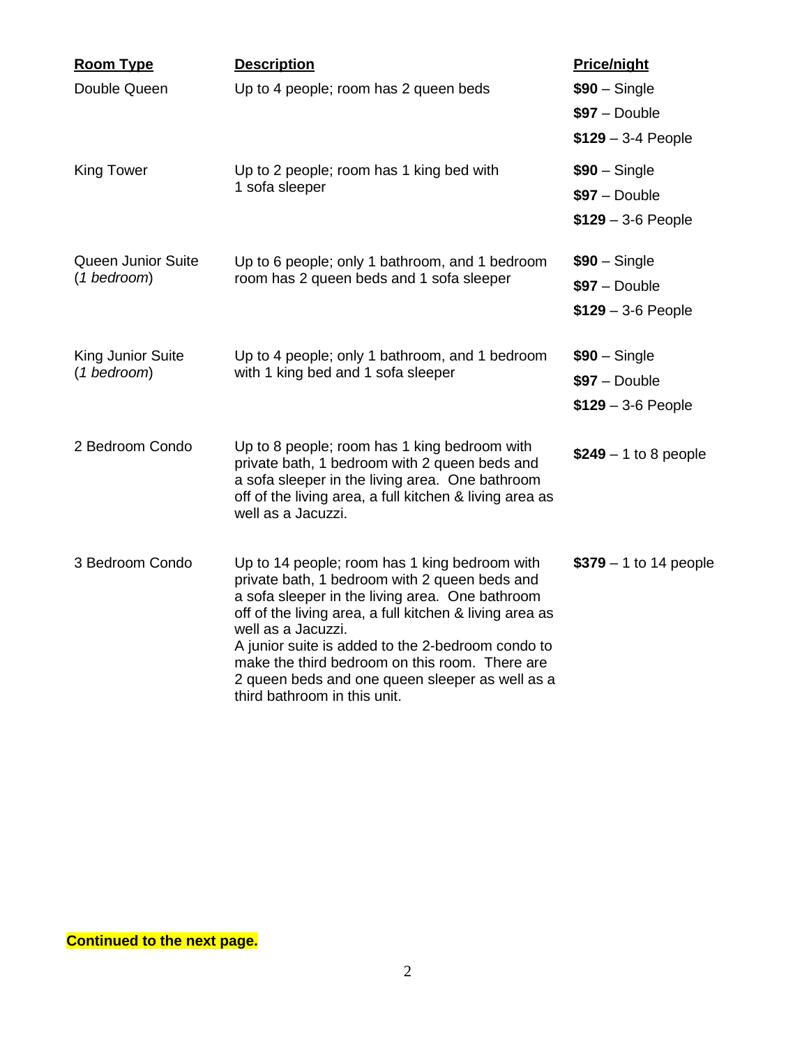| Room Type | Description | Price/night |
| --- | --- | --- |
| Double Queen | Up to 4 people; room has 2 queen beds | **$90** – Single<br>**$97** – Double<br>**$129** – 3-4 People |
| King Tower | Up to 2 people; room has 1 king bed with 1 sofa sleeper | **$90** – Single<br>**$97** – Double<br>**$129** – 3-6 People |
| Queen Junior Suite (*1 bedroom*) | Up to 6 people; only 1 bathroom, and 1 bedroom room has 2 queen beds and 1 sofa sleeper | **$90** – Single<br>**$97** – Double<br>**$129** – 3-6 People |
| King Junior Suite (*1 bedroom*) | Up to 4 people; only 1 bathroom, and 1 bedroom with 1 king bed and 1 sofa sleeper | **$90** – Single<br>**$97** – Double<br>**$129** – 3-6 People |
| 2 Bedroom Condo | Up to 8 people; room has 1 king bedroom with private bath, 1 bedroom with 2 queen beds and a sofa sleeper in the living area. One bathroom off of the living area, a full kitchen & living area as well as a Jacuzzi. | **$249** – 1 to 8 people |
| 3 Bedroom Condo | Up to 14 people; room has 1 king bedroom with private bath, 1 bedroom with 2 queen beds and a sofa sleeper in the living area. One bathroom off of the living area, a full kitchen & living area as well as a Jacuzzi.<br>A junior suite is added to the 2-bedroom condo to make the third bedroom on this room. There are 2 queen beds and one queen sleeper as well as a third bathroom in this unit. | **$379** – 1 to 14 people |

**Continued to the next page.**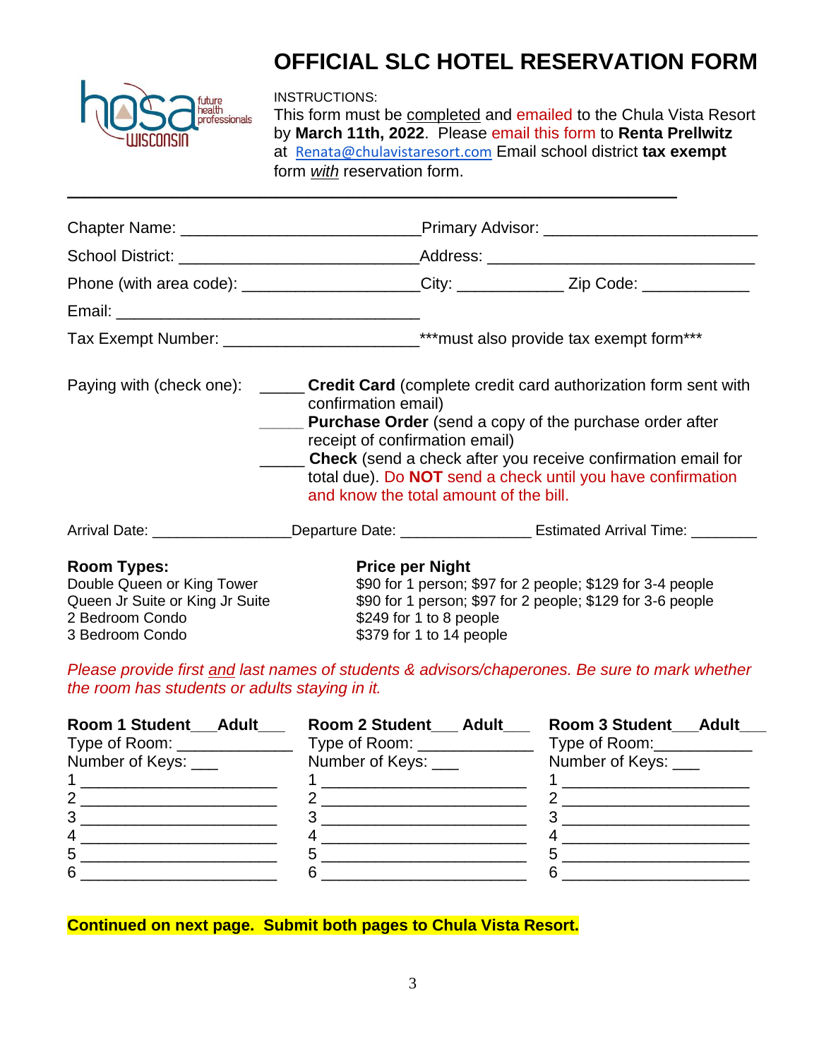# OFFICIAL SLC HOTEL RESERVATION FORM

INSTRUCTIONS:
This form must be completed and emailed to the Chula Vista Resort by **March 11th, 2022**. Please email this form to **Renta Prellwitz** at Renata@chulavistaresort.com Email school district **tax exempt** form *with* reservation form.

---

Chapter Name: __________________________ Primary Advisor: _______________________

School District: __________________________ Address: _____________________________

Phone (with area code): ___________________ City: ____________ Zip Code: ____________

Email: _________________________________

Tax Exempt Number: _____________________ ***must also provide tax exempt form***

Paying with (check one):
_____ **Credit Card** (complete credit card authorization form sent with confirmation email)
_____ **Purchase Order** (send a copy of the purchase order after receipt of confirmation email)
_____ **Check** (send a check after you receive confirmation email for total due). Do **NOT** send a check until you have confirmation and know the total amount of the bill.

Arrival Date: ________________ Departure Date: _______________ Estimated Arrival Time: ________

| **Room Types:** | **Price per Night** |
|---|---|
| Double Queen or King Tower | $90 for 1 person; $97 for 2 people; $129 for 3-4 people |
| Queen Jr Suite or King Jr Suite | $90 for 1 person; $97 for 2 people; $129 for 3-6 people |
| 2 Bedroom Condo | $249 for 1 to 8 people |
| 3 Bedroom Condo | $379 for 1 to 14 people |

*Please provide first and last names of students & advisors/chaperones. Be sure to mark whether the room has students or adults staying in it.*

| **Room 1 Student___Adult___** | **Room 2 Student___ Adult___** | **Room 3 Student___Adult___** |
|---|---|---|
| Type of Room: _____________ | Type of Room: _____________ | Type of Room:___________ |
| Number of Keys: ___ | Number of Keys: ___ | Number of Keys: ___ |
| 1 _____________________ | 1 _____________________ | 1 _____________________ |
| 2 _____________________ | 2 _____________________ | 2 _____________________ |
| 3 _____________________ | 3 _____________________ | 3 _____________________ |
| 4 _____________________ | 4 _____________________ | 4 _____________________ |
| 5 _____________________ | 5 _____________________ | 5 _____________________ |
| 6 _____________________ | 6 _____________________ | 6 _____________________ |

**Continued on next page. Submit both pages to Chula Vista Resort.**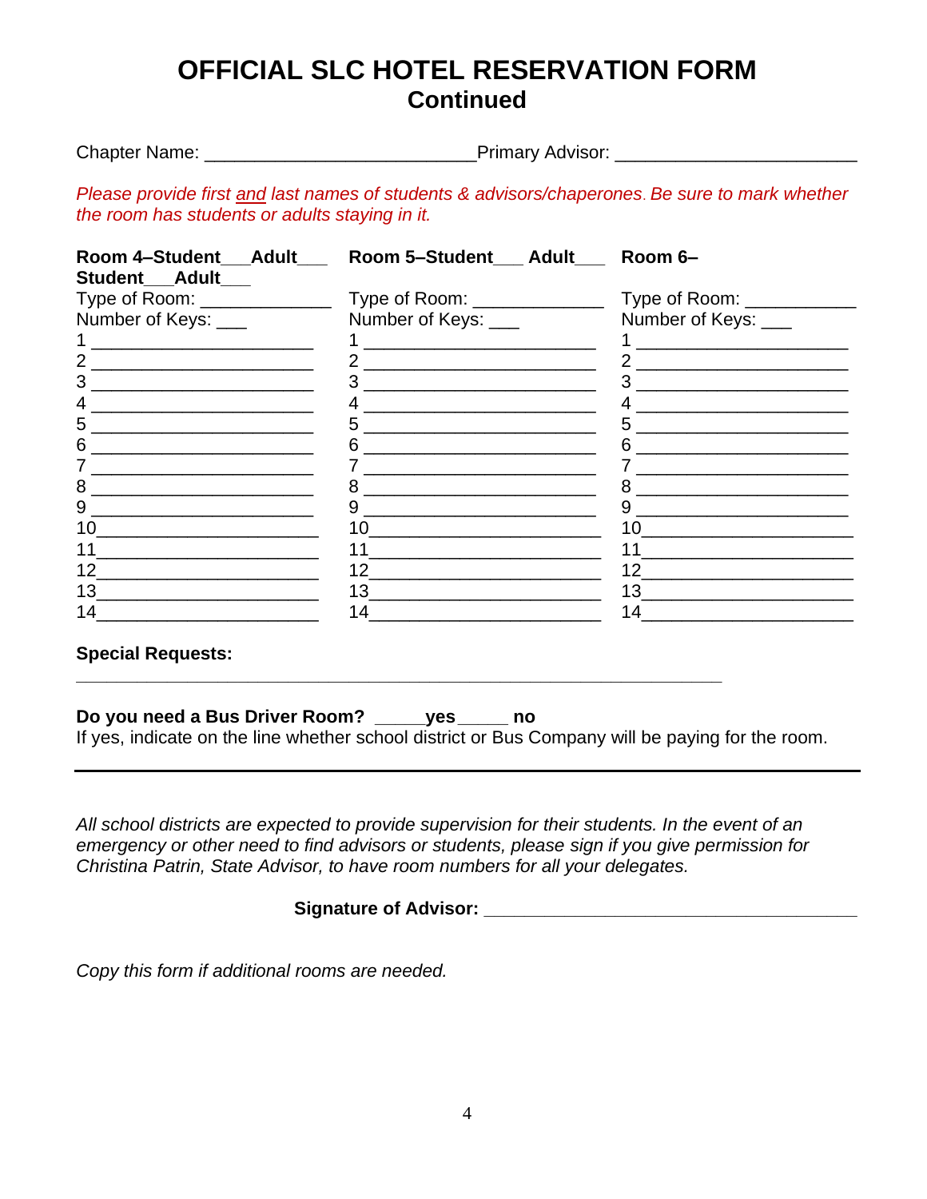# OFFICIAL SLC HOTEL RESERVATION FORM
## Continued

Chapter Name: ___________________________ Primary Advisor: ________________________

*Please provide first and last names of students & advisors/chaperones. Be sure to mark whether the room has students or adults staying in it.*

| **Room 4–Student___Adult___ Student___Adult___** | **Room 5–Student___ Adult___** | **Room 6–** |
|---|---|---|
| Type of Room: _____________ | Type of Room: _____________ | Type of Room: ___________ |
| Number of Keys: ___ | Number of Keys: ___ | Number of Keys: ___ |
| 1 ______________________ | 1 ______________________ | 1 _____________________ |
| 2 ______________________ | 2 ______________________ | 2 _____________________ |
| 3 ______________________ | 3 ______________________ | 3 _____________________ |
| 4 ______________________ | 4 ______________________ | 4 _____________________ |
| 5 ______________________ | 5 ______________________ | 5 _____________________ |
| 6 ______________________ | 6 ______________________ | 6 _____________________ |
| 7 ______________________ | 7 ______________________ | 7 _____________________ |
| 8 ______________________ | 8 ______________________ | 8 _____________________ |
| 9 ______________________ | 9 ______________________ | 9 _____________________ |
| 10______________________ | 10______________________ | 10_____________________ |
| 11______________________ | 11______________________ | 11_____________________ |
| 12______________________ | 12______________________ | 12_____________________ |
| 13______________________ | 13______________________ | 13_____________________ |
| 14______________________ | 14______________________ | 14_____________________ |

**Special Requests:**

_______________________________________________________________

**Do you need a Bus Driver Room? _____yes_____ no**
If yes, indicate on the line whether school district or Bus Company will be paying for the room.

---

*All school districts are expected to provide supervision for their students. In the event of an emergency or other need to find advisors or students, please sign if you give permission for Christina Patrin, State Advisor, to have room numbers for all your delegates.*

**Signature of Advisor: ____________________________________**

*Copy this form if additional rooms are needed.*